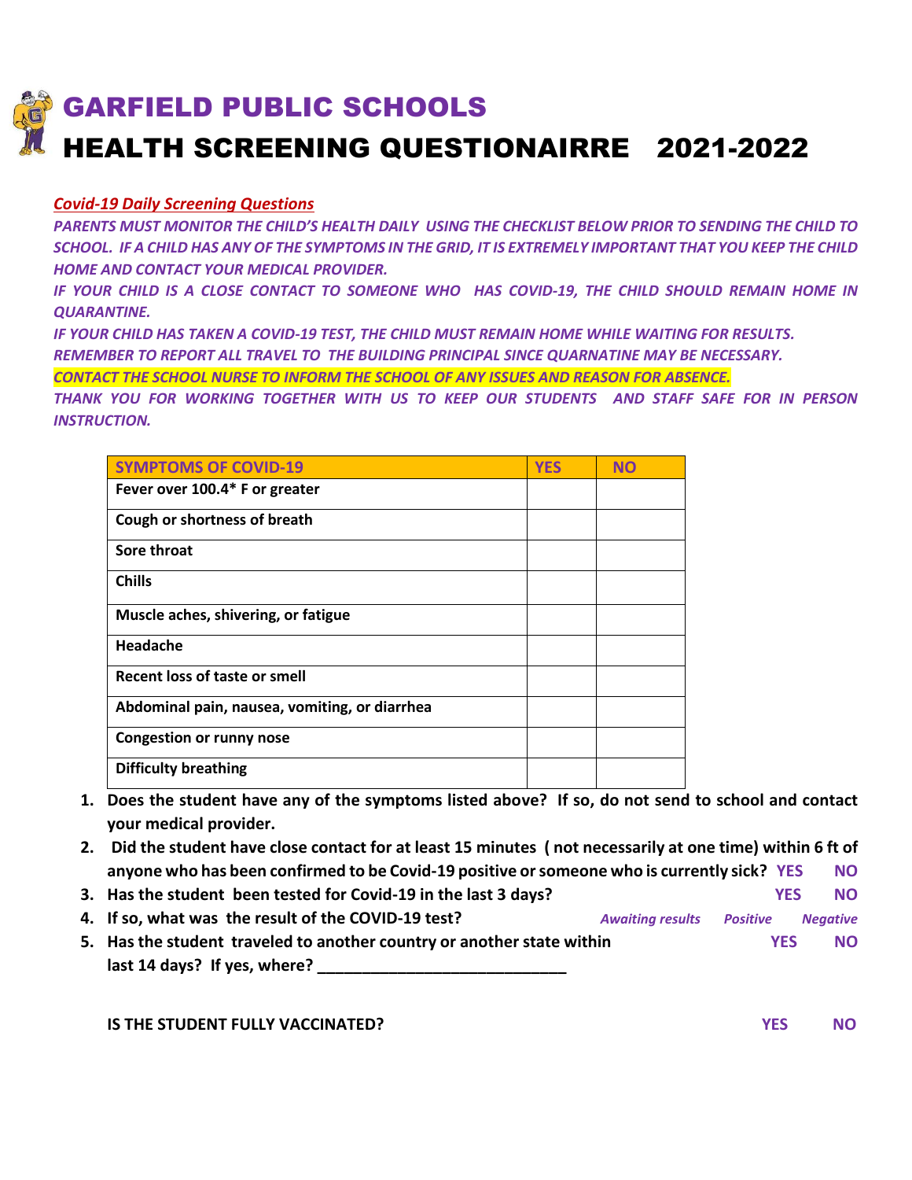# GARFIELD PUBLIC SCHOOLS

# HEALTH SCREENING QUESTIONAIRRE 2021-2022

***Covid-19 Daily Screening Questions***

*PARENTS MUST MONITOR THE CHILD'S HEALTH DAILY USING THE CHECKLIST BELOW PRIOR TO SENDING THE CHILD TO SCHOOL. IF A CHILD HAS ANY OF THE SYMPTOMS IN THE GRID, IT IS EXTREMELY IMPORTANT THAT YOU KEEP THE CHILD HOME AND CONTACT YOUR MEDICAL PROVIDER.*

*IF YOUR CHILD IS A CLOSE CONTACT TO SOMEONE WHO HAS COVID-19, THE CHILD SHOULD REMAIN HOME IN QUARANTINE.*

*IF YOUR CHILD HAS TAKEN A COVID-19 TEST, THE CHILD MUST REMAIN HOME WHILE WAITING FOR RESULTS.*

*REMEMBER TO REPORT ALL TRAVEL TO THE BUILDING PRINCIPAL SINCE QUARNATINE MAY BE NECESSARY.*

*CONTACT THE SCHOOL NURSE TO INFORM THE SCHOOL OF ANY ISSUES AND REASON FOR ABSENCE.*

*THANK YOU FOR WORKING TOGETHER WITH US TO KEEP OUR STUDENTS AND STAFF SAFE FOR IN PERSON INSTRUCTION.*

| SYMPTOMS OF COVID-19 | YES | NO |
|---|---|---|
| **Fever over 100.4* F or greater** | | |
| **Cough or shortness of breath** | | |
| **Sore throat** | | |
| **Chills** | | |
| **Muscle aches, shivering, or fatigue** | | |
| **Headache** | | |
| **Recent loss of taste or smell** | | |
| **Abdominal pain, nausea, vomiting, or diarrhea** | | |
| **Congestion or runny nose** | | |
| **Difficulty breathing** | | |

1. **Does the student have any of the symptoms listed above? If so, do not send to school and contact your medical provider.**
2. **Did the student have close contact for at least 15 minutes ( not necessarily at one time) within 6 ft of anyone who has been confirmed to be Covid-19 positive or someone who is currently sick?** YES NO
3. **Has the student been tested for Covid-19 in the last 3 days?** YES NO
4. **If so, what was the result of the COVID-19 test?** *Awaiting results* *Positive* *Negative*
5. **Has the student traveled to another country or another state within last 14 days? If yes, where? ____________________________** YES NO

**IS THE STUDENT FULLY VACCINATED?** YES NO